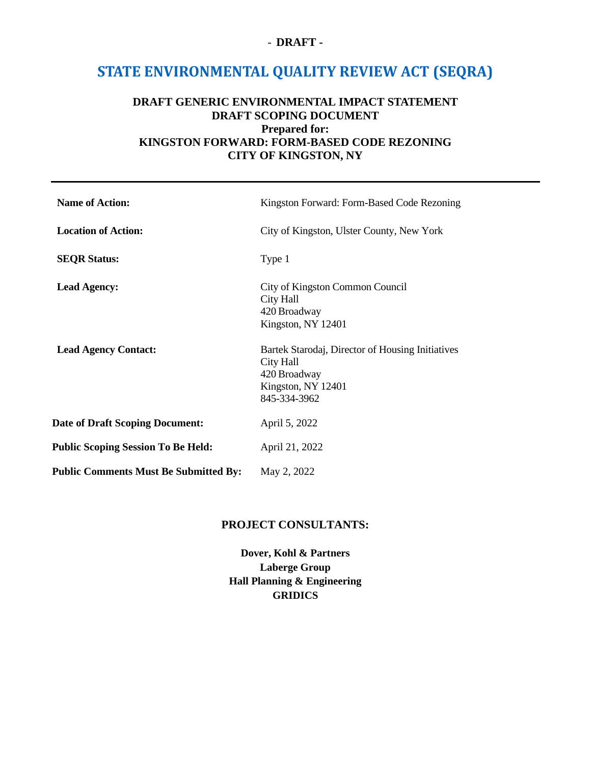**- DRAFT -**

# STATE ENVIRONMENTAL QUALITY REVIEW ACT (SEQRA)

**DRAFT GENERIC ENVIRONMENTAL IMPACT STATEMENT**
**DRAFT SCOPING DOCUMENT**
**Prepared for:**
**KINGSTON FORWARD: FORM-BASED CODE REZONING**
**CITY OF KINGSTON, NY**

---

| | |
|---|---|
| **Name of Action:** | Kingston Forward: Form-Based Code Rezoning |
| **Location of Action:** | City of Kingston, Ulster County, New York |
| **SEQR Status:** | Type 1 |
| **Lead Agency:** | City of Kingston Common Council<br>City Hall<br>420 Broadway<br>Kingston, NY 12401 |
| **Lead Agency Contact:** | Bartek Starodaj, Director of Housing Initiatives<br>City Hall<br>420 Broadway<br>Kingston, NY 12401<br>845-334-3962 |
| **Date of Draft Scoping Document:** | April 5, 2022 |
| **Public Scoping Session To Be Held:** | April 21, 2022 |
| **Public Comments Must Be Submitted By:** | May 2, 2022 |

**PROJECT CONSULTANTS:**

**Dover, Kohl & Partners**
**Laberge Group**
**Hall Planning & Engineering**
**GRIDICS**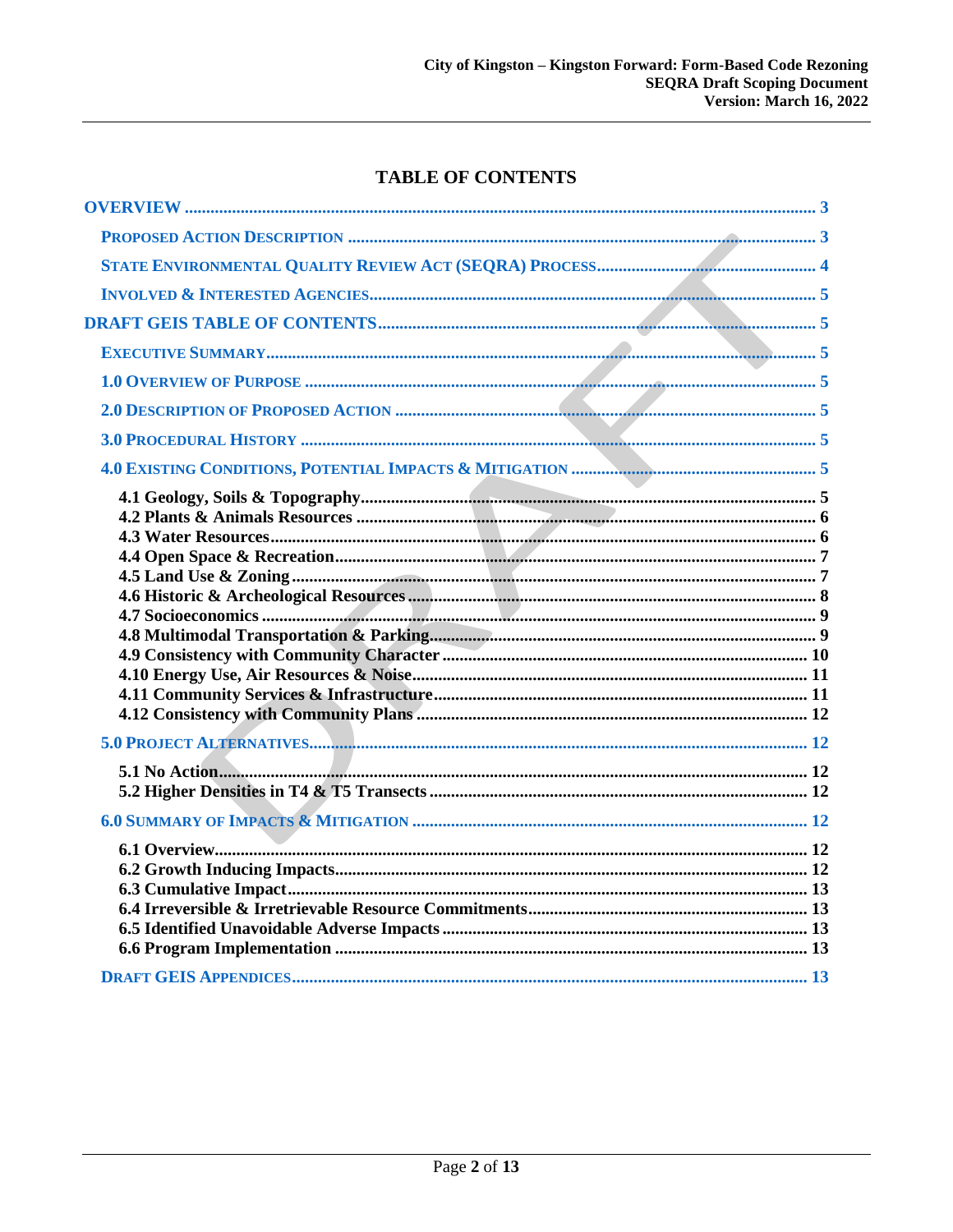# TABLE OF CONTENTS

- OVERVIEW ........ 3
  - PROPOSED ACTION DESCRIPTION ........ 3
  - STATE ENVIRONMENTAL QUALITY REVIEW ACT (SEQRA) PROCESS ........ 4
  - INVOLVED & INTERESTED AGENCIES ........ 5
- DRAFT GEIS TABLE OF CONTENTS ........ 5
  - EXECUTIVE SUMMARY ........ 5
  - 1.0 OVERVIEW OF PURPOSE ........ 5
  - 2.0 DESCRIPTION OF PROPOSED ACTION ........ 5
  - 3.0 PROCEDURAL HISTORY ........ 5
  - 4.0 EXISTING CONDITIONS, POTENTIAL IMPACTS & MITIGATION ........ 5
    - 4.1 Geology, Soils & Topography ........ 5
    - 4.2 Plants & Animals Resources ........ 6
    - 4.3 Water Resources ........ 6
    - 4.4 Open Space & Recreation ........ 7
    - 4.5 Land Use & Zoning ........ 7
    - 4.6 Historic & Archeological Resources ........ 8
    - 4.7 Socioeconomics ........ 9
    - 4.8 Multimodal Transportation & Parking ........ 9
    - 4.9 Consistency with Community Character ........ 10
    - 4.10 Energy Use, Air Resources & Noise ........ 11
    - 4.11 Community Services & Infrastructure ........ 11
    - 4.12 Consistency with Community Plans ........ 12
  - 5.0 PROJECT ALTERNATIVES ........ 12
    - 5.1 No Action ........ 12
    - 5.2 Higher Densities in T4 & T5 Transects ........ 12
  - 6.0 SUMMARY OF IMPACTS & MITIGATION ........ 12
    - 6.1 Overview ........ 12
    - 6.2 Growth Inducing Impacts ........ 12
    - 6.3 Cumulative Impact ........ 13
    - 6.4 Irreversible & Irretrievable Resource Commitments ........ 13
    - 6.5 Identified Unavoidable Adverse Impacts ........ 13
    - 6.6 Program Implementation ........ 13
  - DRAFT GEIS APPENDICES ........ 13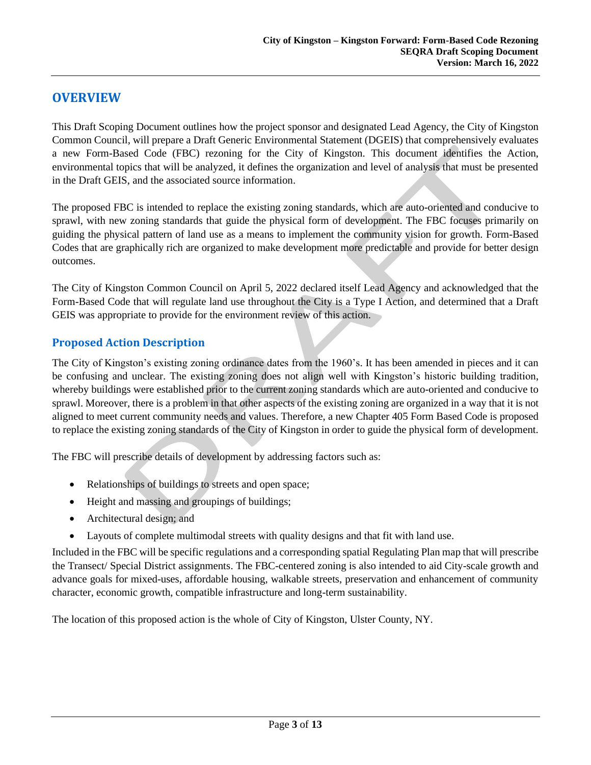# OVERVIEW

This Draft Scoping Document outlines how the project sponsor and designated Lead Agency, the City of Kingston Common Council, will prepare a Draft Generic Environmental Statement (DGEIS) that comprehensively evaluates a new Form-Based Code (FBC) rezoning for the City of Kingston. This document identifies the Action, environmental topics that will be analyzed, it defines the organization and level of analysis that must be presented in the Draft GEIS, and the associated source information.

The proposed FBC is intended to replace the existing zoning standards, which are auto-oriented and conducive to sprawl, with new zoning standards that guide the physical form of development. The FBC focuses primarily on guiding the physical pattern of land use as a means to implement the community vision for growth. Form-Based Codes that are graphically rich are organized to make development more predictable and provide for better design outcomes.

The City of Kingston Common Council on April 5, 2022 declared itself Lead Agency and acknowledged that the Form-Based Code that will regulate land use throughout the City is a Type I Action, and determined that a Draft GEIS was appropriate to provide for the environment review of this action.

## Proposed Action Description

The City of Kingston's existing zoning ordinance dates from the 1960's. It has been amended in pieces and it can be confusing and unclear. The existing zoning does not align well with Kingston's historic building tradition, whereby buildings were established prior to the current zoning standards which are auto-oriented and conducive to sprawl. Moreover, there is a problem in that other aspects of the existing zoning are organized in a way that it is not aligned to meet current community needs and values. Therefore, a new Chapter 405 Form Based Code is proposed to replace the existing zoning standards of the City of Kingston in order to guide the physical form of development.

The FBC will prescribe details of development by addressing factors such as:

- Relationships of buildings to streets and open space;
- Height and massing and groupings of buildings;
- Architectural design; and
- Layouts of complete multimodal streets with quality designs and that fit with land use.

Included in the FBC will be specific regulations and a corresponding spatial Regulating Plan map that will prescribe the Transect/ Special District assignments. The FBC-centered zoning is also intended to aid City-scale growth and advance goals for mixed-uses, affordable housing, walkable streets, preservation and enhancement of community character, economic growth, compatible infrastructure and long-term sustainability.

The location of this proposed action is the whole of City of Kingston, Ulster County, NY.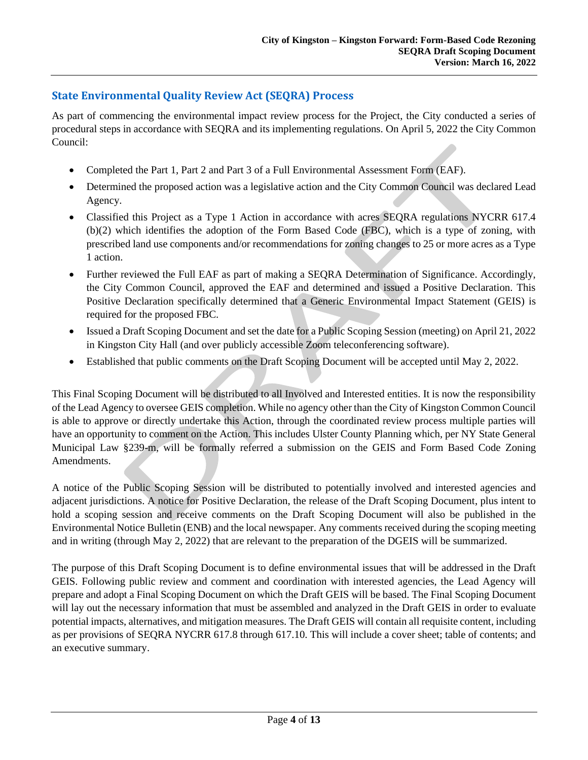## State Environmental Quality Review Act (SEQRA) Process

As part of commencing the environmental impact review process for the Project, the City conducted a series of procedural steps in accordance with SEQRA and its implementing regulations. On April 5, 2022 the City Common Council:

- Completed the Part 1, Part 2 and Part 3 of a Full Environmental Assessment Form (EAF).
- Determined the proposed action was a legislative action and the City Common Council was declared Lead Agency.
- Classified this Project as a Type 1 Action in accordance with acres SEQRA regulations NYCRR 617.4 (b)(2) which identifies the adoption of the Form Based Code (FBC), which is a type of zoning, with prescribed land use components and/or recommendations for zoning changes to 25 or more acres as a Type 1 action.
- Further reviewed the Full EAF as part of making a SEQRA Determination of Significance. Accordingly, the City Common Council, approved the EAF and determined and issued a Positive Declaration. This Positive Declaration specifically determined that a Generic Environmental Impact Statement (GEIS) is required for the proposed FBC.
- Issued a Draft Scoping Document and set the date for a Public Scoping Session (meeting) on April 21, 2022 in Kingston City Hall (and over publicly accessible Zoom teleconferencing software).
- Established that public comments on the Draft Scoping Document will be accepted until May 2, 2022.

This Final Scoping Document will be distributed to all Involved and Interested entities. It is now the responsibility of the Lead Agency to oversee GEIS completion. While no agency other than the City of Kingston Common Council is able to approve or directly undertake this Action, through the coordinated review process multiple parties will have an opportunity to comment on the Action. This includes Ulster County Planning which, per NY State General Municipal Law §239-m, will be formally referred a submission on the GEIS and Form Based Code Zoning Amendments.

A notice of the Public Scoping Session will be distributed to potentially involved and interested agencies and adjacent jurisdictions. A notice for Positive Declaration, the release of the Draft Scoping Document, plus intent to hold a scoping session and receive comments on the Draft Scoping Document will also be published in the Environmental Notice Bulletin (ENB) and the local newspaper. Any comments received during the scoping meeting and in writing (through May 2, 2022) that are relevant to the preparation of the DGEIS will be summarized.

The purpose of this Draft Scoping Document is to define environmental issues that will be addressed in the Draft GEIS. Following public review and comment and coordination with interested agencies, the Lead Agency will prepare and adopt a Final Scoping Document on which the Draft GEIS will be based. The Final Scoping Document will lay out the necessary information that must be assembled and analyzed in the Draft GEIS in order to evaluate potential impacts, alternatives, and mitigation measures. The Draft GEIS will contain all requisite content, including as per provisions of SEQRA NYCRR 617.8 through 617.10. This will include a cover sheet; table of contents; and an executive summary.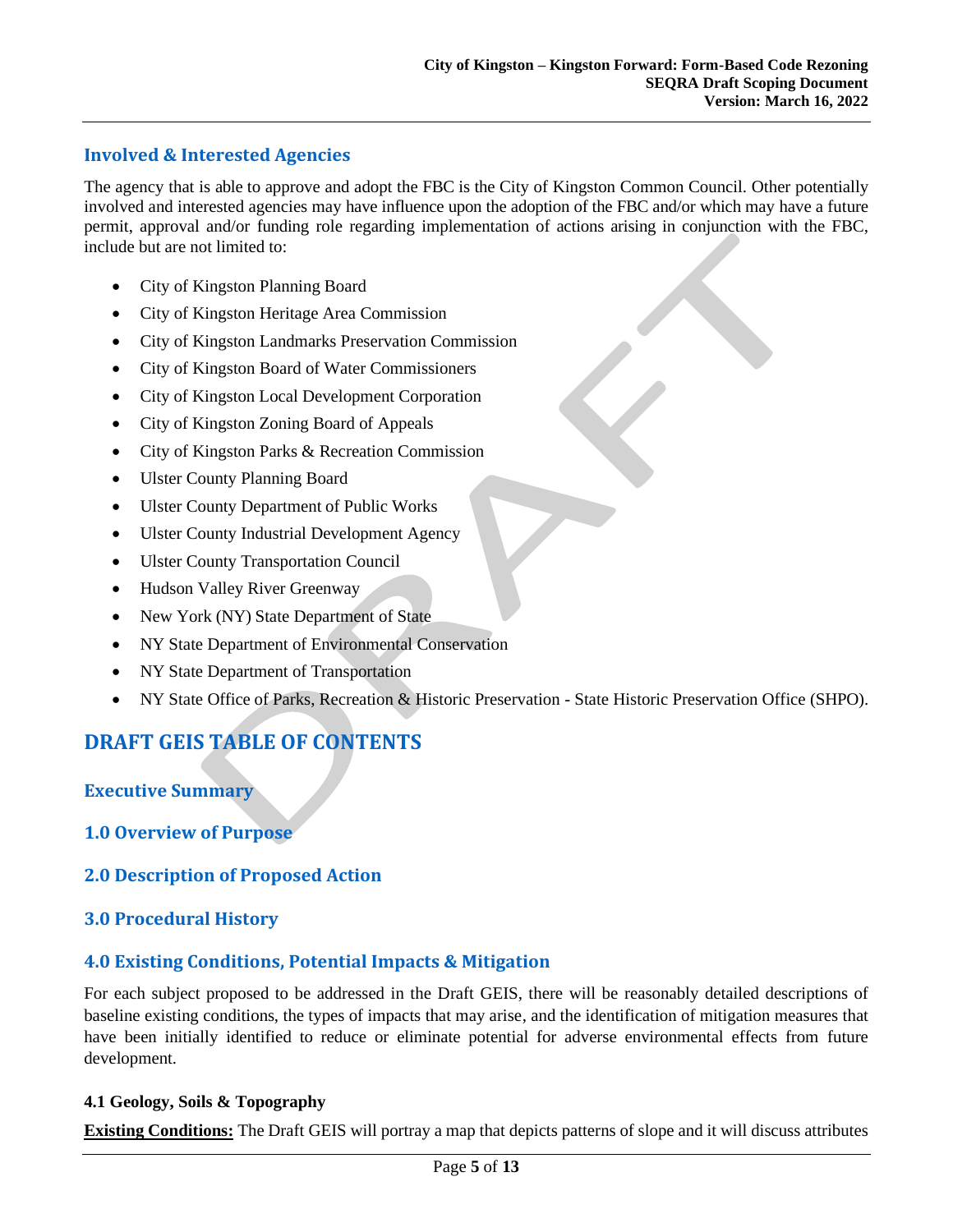## Involved & Interested Agencies

The agency that is able to approve and adopt the FBC is the City of Kingston Common Council. Other potentially involved and interested agencies may have influence upon the adoption of the FBC and/or which may have a future permit, approval and/or funding role regarding implementation of actions arising in conjunction with the FBC, include but are not limited to:

- City of Kingston Planning Board
- City of Kingston Heritage Area Commission
- City of Kingston Landmarks Preservation Commission
- City of Kingston Board of Water Commissioners
- City of Kingston Local Development Corporation
- City of Kingston Zoning Board of Appeals
- City of Kingston Parks & Recreation Commission
- Ulster County Planning Board
- Ulster County Department of Public Works
- Ulster County Industrial Development Agency
- Ulster County Transportation Council
- Hudson Valley River Greenway
- New York (NY) State Department of State
- NY State Department of Environmental Conservation
- NY State Department of Transportation
- NY State Office of Parks, Recreation & Historic Preservation - State Historic Preservation Office (SHPO).

# DRAFT GEIS TABLE OF CONTENTS

## Executive Summary

## 1.0 Overview of Purpose

## 2.0 Description of Proposed Action

## 3.0 Procedural History

## 4.0 Existing Conditions, Potential Impacts & Mitigation

For each subject proposed to be addressed in the Draft GEIS, there will be reasonably detailed descriptions of baseline existing conditions, the types of impacts that may arise, and the identification of mitigation measures that have been initially identified to reduce or eliminate potential for adverse environmental effects from future development.

### 4.1 Geology, Soils & Topography

**Existing Conditions:** The Draft GEIS will portray a map that depicts patterns of slope and it will discuss attributes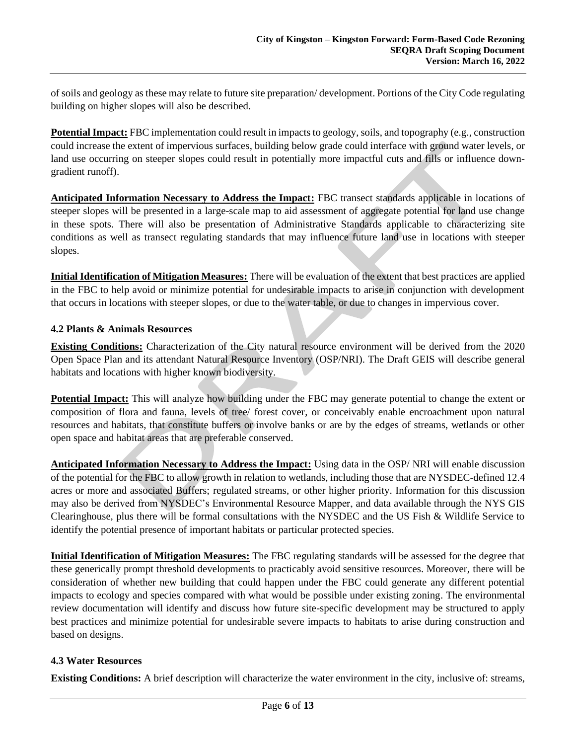of soils and geology as these may relate to future site preparation/ development. Portions of the City Code regulating building on higher slopes will also be described.

**Potential Impact:** FBC implementation could result in impacts to geology, soils, and topography (e.g., construction could increase the extent of impervious surfaces, building below grade could interface with ground water levels, or land use occurring on steeper slopes could result in potentially more impactful cuts and fills or influence down-gradient runoff).

**Anticipated Information Necessary to Address the Impact:** FBC transect standards applicable in locations of steeper slopes will be presented in a large-scale map to aid assessment of aggregate potential for land use change in these spots. There will also be presentation of Administrative Standards applicable to characterizing site conditions as well as transect regulating standards that may influence future land use in locations with steeper slopes.

**Initial Identification of Mitigation Measures:** There will be evaluation of the extent that best practices are applied in the FBC to help avoid or minimize potential for undesirable impacts to arise in conjunction with development that occurs in locations with steeper slopes, or due to the water table, or due to changes in impervious cover.

### 4.2 Plants & Animals Resources

**Existing Conditions:** Characterization of the City natural resource environment will be derived from the 2020 Open Space Plan and its attendant Natural Resource Inventory (OSP/NRI). The Draft GEIS will describe general habitats and locations with higher known biodiversity.

**Potential Impact:** This will analyze how building under the FBC may generate potential to change the extent or composition of flora and fauna, levels of tree/ forest cover, or conceivably enable encroachment upon natural resources and habitats, that constitute buffers or involve banks or are by the edges of streams, wetlands or other open space and habitat areas that are preferable conserved.

**Anticipated Information Necessary to Address the Impact:** Using data in the OSP/ NRI will enable discussion of the potential for the FBC to allow growth in relation to wetlands, including those that are NYSDEC-defined 12.4 acres or more and associated Buffers; regulated streams, or other higher priority. Information for this discussion may also be derived from NYSDEC's Environmental Resource Mapper, and data available through the NYS GIS Clearinghouse, plus there will be formal consultations with the NYSDEC and the US Fish & Wildlife Service to identify the potential presence of important habitats or particular protected species.

**Initial Identification of Mitigation Measures:** The FBC regulating standards will be assessed for the degree that these generically prompt threshold developments to practicably avoid sensitive resources. Moreover, there will be consideration of whether new building that could happen under the FBC could generate any different potential impacts to ecology and species compared with what would be possible under existing zoning. The environmental review documentation will identify and discuss how future site-specific development may be structured to apply best practices and minimize potential for undesirable severe impacts to habitats to arise during construction and based on designs.

### 4.3 Water Resources

**Existing Conditions:** A brief description will characterize the water environment in the city, inclusive of: streams,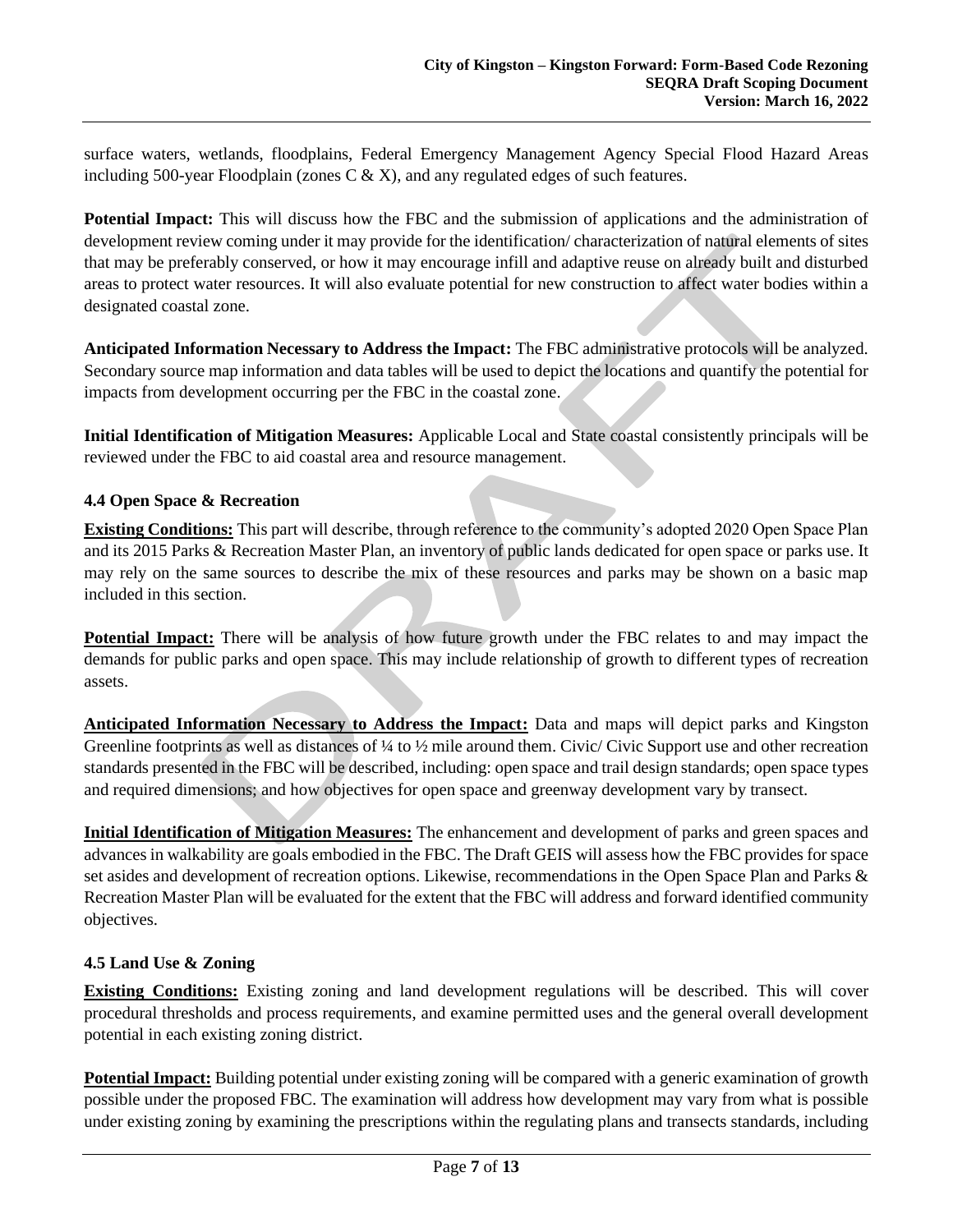surface waters, wetlands, floodplains, Federal Emergency Management Agency Special Flood Hazard Areas including 500-year Floodplain (zones C & X), and any regulated edges of such features.

**Potential Impact:** This will discuss how the FBC and the submission of applications and the administration of development review coming under it may provide for the identification/ characterization of natural elements of sites that may be preferably conserved, or how it may encourage infill and adaptive reuse on already built and disturbed areas to protect water resources. It will also evaluate potential for new construction to affect water bodies within a designated coastal zone.

**Anticipated Information Necessary to Address the Impact:** The FBC administrative protocols will be analyzed. Secondary source map information and data tables will be used to depict the locations and quantify the potential for impacts from development occurring per the FBC in the coastal zone.

**Initial Identification of Mitigation Measures:** Applicable Local and State coastal consistently principals will be reviewed under the FBC to aid coastal area and resource management.

### 4.4 Open Space & Recreation

**Existing Conditions:** This part will describe, through reference to the community's adopted 2020 Open Space Plan and its 2015 Parks & Recreation Master Plan, an inventory of public lands dedicated for open space or parks use. It may rely on the same sources to describe the mix of these resources and parks may be shown on a basic map included in this section.

**Potential Impact:** There will be analysis of how future growth under the FBC relates to and may impact the demands for public parks and open space. This may include relationship of growth to different types of recreation assets.

**Anticipated Information Necessary to Address the Impact:** Data and maps will depict parks and Kingston Greenline footprints as well as distances of ¼ to ½ mile around them. Civic/ Civic Support use and other recreation standards presented in the FBC will be described, including: open space and trail design standards; open space types and required dimensions; and how objectives for open space and greenway development vary by transect.

**Initial Identification of Mitigation Measures:** The enhancement and development of parks and green spaces and advances in walkability are goals embodied in the FBC. The Draft GEIS will assess how the FBC provides for space set asides and development of recreation options. Likewise, recommendations in the Open Space Plan and Parks & Recreation Master Plan will be evaluated for the extent that the FBC will address and forward identified community objectives.

### 4.5 Land Use & Zoning

**Existing Conditions:** Existing zoning and land development regulations will be described. This will cover procedural thresholds and process requirements, and examine permitted uses and the general overall development potential in each existing zoning district.

**Potential Impact:** Building potential under existing zoning will be compared with a generic examination of growth possible under the proposed FBC. The examination will address how development may vary from what is possible under existing zoning by examining the prescriptions within the regulating plans and transects standards, including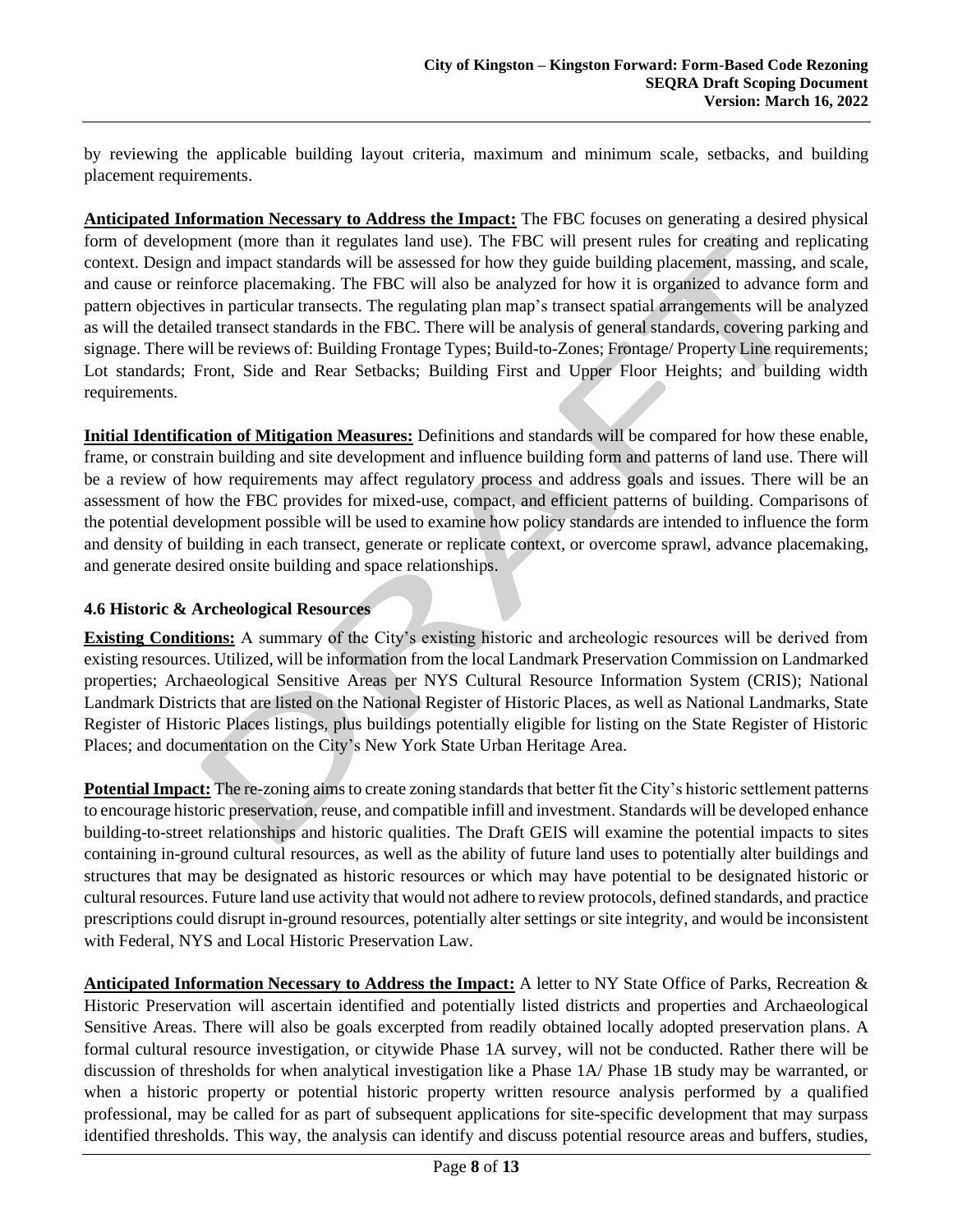by reviewing the applicable building layout criteria, maximum and minimum scale, setbacks, and building placement requirements.

**Anticipated Information Necessary to Address the Impact:** The FBC focuses on generating a desired physical form of development (more than it regulates land use). The FBC will present rules for creating and replicating context. Design and impact standards will be assessed for how they guide building placement, massing, and scale, and cause or reinforce placemaking. The FBC will also be analyzed for how it is organized to advance form and pattern objectives in particular transects. The regulating plan map's transect spatial arrangements will be analyzed as will the detailed transect standards in the FBC. There will be analysis of general standards, covering parking and signage. There will be reviews of: Building Frontage Types; Build-to-Zones; Frontage/ Property Line requirements; Lot standards; Front, Side and Rear Setbacks; Building First and Upper Floor Heights; and building width requirements.

**Initial Identification of Mitigation Measures:** Definitions and standards will be compared for how these enable, frame, or constrain building and site development and influence building form and patterns of land use. There will be a review of how requirements may affect regulatory process and address goals and issues. There will be an assessment of how the FBC provides for mixed-use, compact, and efficient patterns of building. Comparisons of the potential development possible will be used to examine how policy standards are intended to influence the form and density of building in each transect, generate or replicate context, or overcome sprawl, advance placemaking, and generate desired onsite building and space relationships.

### 4.6 Historic & Archeological Resources

**Existing Conditions:** A summary of the City's existing historic and archeologic resources will be derived from existing resources. Utilized, will be information from the local Landmark Preservation Commission on Landmarked properties; Archaeological Sensitive Areas per NYS Cultural Resource Information System (CRIS); National Landmark Districts that are listed on the National Register of Historic Places, as well as National Landmarks, State Register of Historic Places listings, plus buildings potentially eligible for listing on the State Register of Historic Places; and documentation on the City's New York State Urban Heritage Area.

**Potential Impact:** The re-zoning aims to create zoning standards that better fit the City's historic settlement patterns to encourage historic preservation, reuse, and compatible infill and investment. Standards will be developed enhance building-to-street relationships and historic qualities. The Draft GEIS will examine the potential impacts to sites containing in-ground cultural resources, as well as the ability of future land uses to potentially alter buildings and structures that may be designated as historic resources or which may have potential to be designated historic or cultural resources. Future land use activity that would not adhere to review protocols, defined standards, and practice prescriptions could disrupt in-ground resources, potentially alter settings or site integrity, and would be inconsistent with Federal, NYS and Local Historic Preservation Law.

**Anticipated Information Necessary to Address the Impact:** A letter to NY State Office of Parks, Recreation & Historic Preservation will ascertain identified and potentially listed districts and properties and Archaeological Sensitive Areas. There will also be goals excerpted from readily obtained locally adopted preservation plans. A formal cultural resource investigation, or citywide Phase 1A survey, will not be conducted. Rather there will be discussion of thresholds for when analytical investigation like a Phase 1A/ Phase 1B study may be warranted, or when a historic property or potential historic property written resource analysis performed by a qualified professional, may be called for as part of subsequent applications for site-specific development that may surpass identified thresholds. This way, the analysis can identify and discuss potential resource areas and buffers, studies,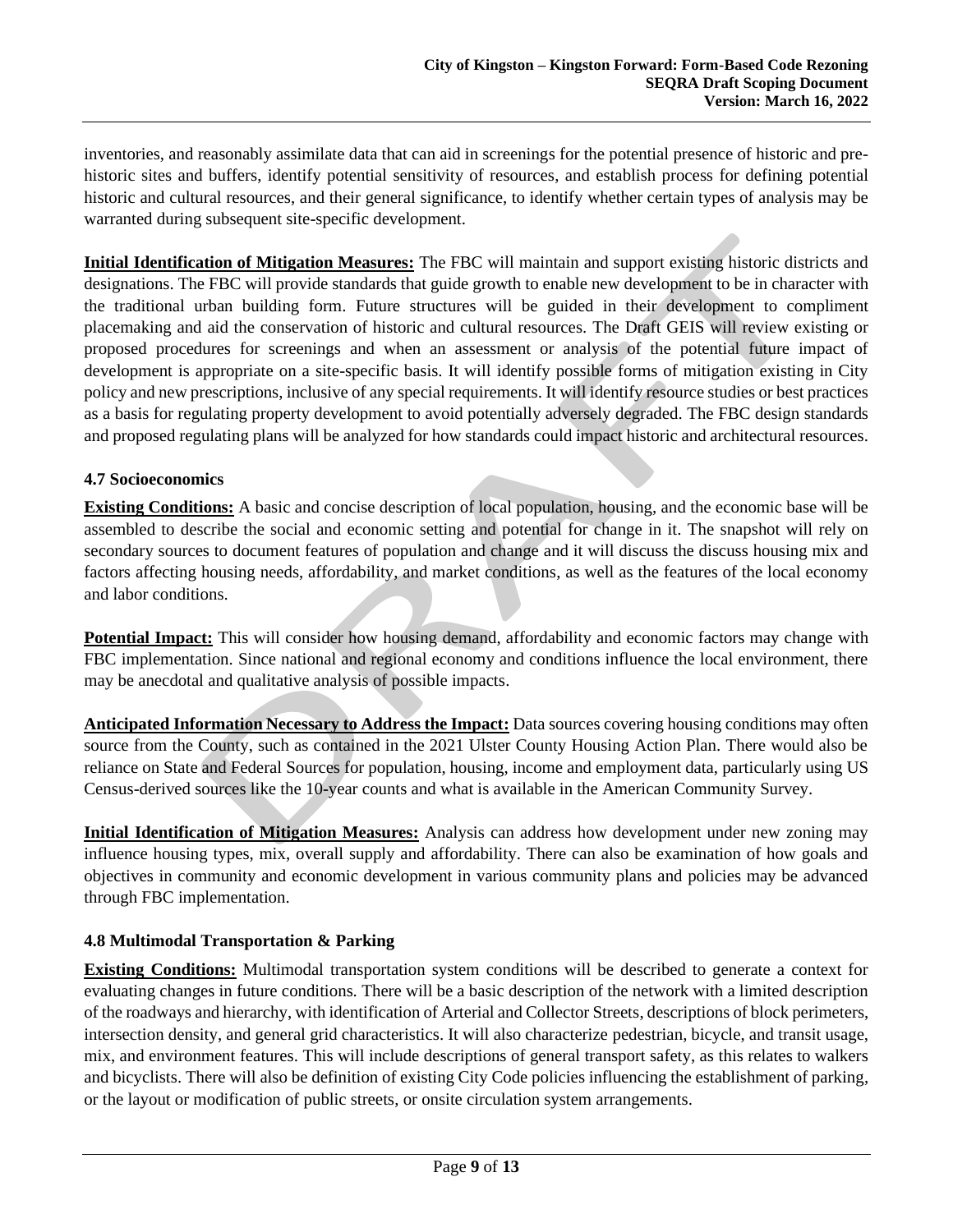inventories, and reasonably assimilate data that can aid in screenings for the potential presence of historic and pre-historic sites and buffers, identify potential sensitivity of resources, and establish process for defining potential historic and cultural resources, and their general significance, to identify whether certain types of analysis may be warranted during subsequent site-specific development.

**Initial Identification of Mitigation Measures:** The FBC will maintain and support existing historic districts and designations. The FBC will provide standards that guide growth to enable new development to be in character with the traditional urban building form. Future structures will be guided in their development to compliment placemaking and aid the conservation of historic and cultural resources. The Draft GEIS will review existing or proposed procedures for screenings and when an assessment or analysis of the potential future impact of development is appropriate on a site-specific basis. It will identify possible forms of mitigation existing in City policy and new prescriptions, inclusive of any special requirements. It will identify resource studies or best practices as a basis for regulating property development to avoid potentially adversely degraded. The FBC design standards and proposed regulating plans will be analyzed for how standards could impact historic and architectural resources.

### 4.7 Socioeconomics

**Existing Conditions:** A basic and concise description of local population, housing, and the economic base will be assembled to describe the social and economic setting and potential for change in it. The snapshot will rely on secondary sources to document features of population and change and it will discuss the discuss housing mix and factors affecting housing needs, affordability, and market conditions, as well as the features of the local economy and labor conditions.

**Potential Impact:** This will consider how housing demand, affordability and economic factors may change with FBC implementation. Since national and regional economy and conditions influence the local environment, there may be anecdotal and qualitative analysis of possible impacts.

**Anticipated Information Necessary to Address the Impact:** Data sources covering housing conditions may often source from the County, such as contained in the 2021 Ulster County Housing Action Plan. There would also be reliance on State and Federal Sources for population, housing, income and employment data, particularly using US Census-derived sources like the 10-year counts and what is available in the American Community Survey.

**Initial Identification of Mitigation Measures:** Analysis can address how development under new zoning may influence housing types, mix, overall supply and affordability. There can also be examination of how goals and objectives in community and economic development in various community plans and policies may be advanced through FBC implementation.

### 4.8 Multimodal Transportation & Parking

**Existing Conditions:** Multimodal transportation system conditions will be described to generate a context for evaluating changes in future conditions. There will be a basic description of the network with a limited description of the roadways and hierarchy, with identification of Arterial and Collector Streets, descriptions of block perimeters, intersection density, and general grid characteristics. It will also characterize pedestrian, bicycle, and transit usage, mix, and environment features. This will include descriptions of general transport safety, as this relates to walkers and bicyclists. There will also be definition of existing City Code policies influencing the establishment of parking, or the layout or modification of public streets, or onsite circulation system arrangements.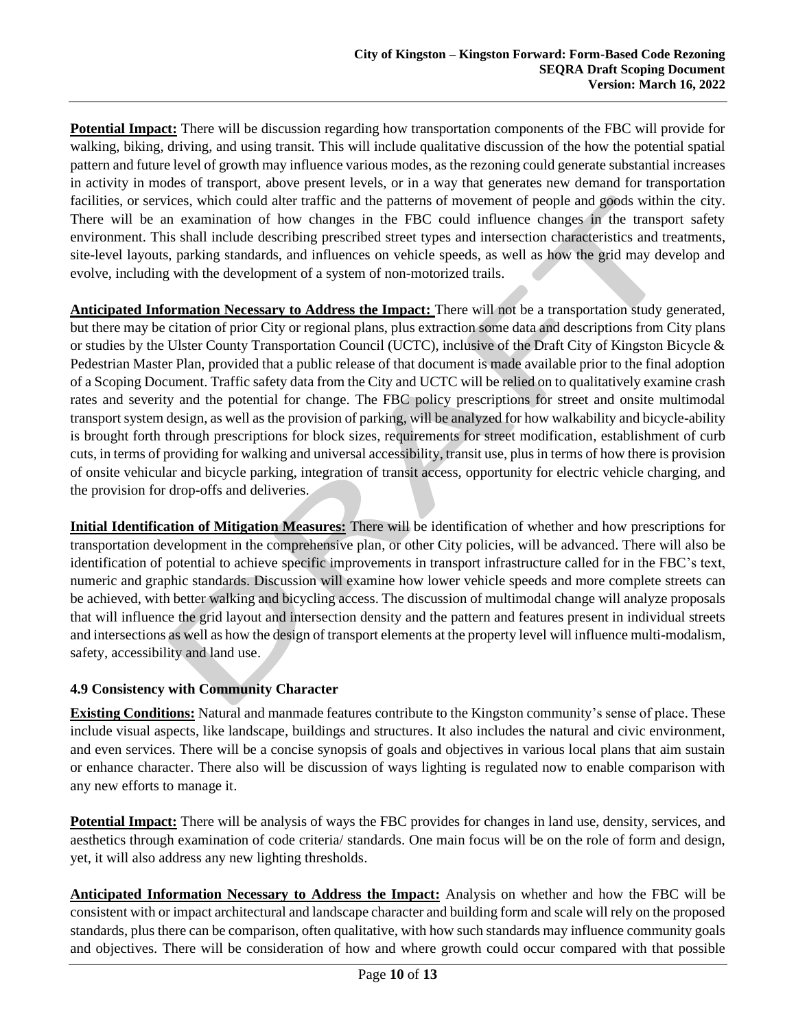**Potential Impact:** There will be discussion regarding how transportation components of the FBC will provide for walking, biking, driving, and using transit. This will include qualitative discussion of the how the potential spatial pattern and future level of growth may influence various modes, as the rezoning could generate substantial increases in activity in modes of transport, above present levels, or in a way that generates new demand for transportation facilities, or services, which could alter traffic and the patterns of movement of people and goods within the city. There will be an examination of how changes in the FBC could influence changes in the transport safety environment. This shall include describing prescribed street types and intersection characteristics and treatments, site-level layouts, parking standards, and influences on vehicle speeds, as well as how the grid may develop and evolve, including with the development of a system of non-motorized trails.

**Anticipated Information Necessary to Address the Impact:** There will not be a transportation study generated, but there may be citation of prior City or regional plans, plus extraction some data and descriptions from City plans or studies by the Ulster County Transportation Council (UCTC), inclusive of the Draft City of Kingston Bicycle & Pedestrian Master Plan, provided that a public release of that document is made available prior to the final adoption of a Scoping Document. Traffic safety data from the City and UCTC will be relied on to qualitatively examine crash rates and severity and the potential for change. The FBC policy prescriptions for street and onsite multimodal transport system design, as well as the provision of parking, will be analyzed for how walkability and bicycle-ability is brought forth through prescriptions for block sizes, requirements for street modification, establishment of curb cuts, in terms of providing for walking and universal accessibility, transit use, plus in terms of how there is provision of onsite vehicular and bicycle parking, integration of transit access, opportunity for electric vehicle charging, and the provision for drop-offs and deliveries.

**Initial Identification of Mitigation Measures:** There will be identification of whether and how prescriptions for transportation development in the comprehensive plan, or other City policies, will be advanced. There will also be identification of potential to achieve specific improvements in transport infrastructure called for in the FBC's text, numeric and graphic standards. Discussion will examine how lower vehicle speeds and more complete streets can be achieved, with better walking and bicycling access. The discussion of multimodal change will analyze proposals that will influence the grid layout and intersection density and the pattern and features present in individual streets and intersections as well as how the design of transport elements at the property level will influence multi-modalism, safety, accessibility and land use.

### 4.9 Consistency with Community Character

**Existing Conditions:** Natural and manmade features contribute to the Kingston community's sense of place. These include visual aspects, like landscape, buildings and structures. It also includes the natural and civic environment, and even services. There will be a concise synopsis of goals and objectives in various local plans that aim sustain or enhance character. There also will be discussion of ways lighting is regulated now to enable comparison with any new efforts to manage it.

**Potential Impact:** There will be analysis of ways the FBC provides for changes in land use, density, services, and aesthetics through examination of code criteria/ standards. One main focus will be on the role of form and design, yet, it will also address any new lighting thresholds.

**Anticipated Information Necessary to Address the Impact:** Analysis on whether and how the FBC will be consistent with or impact architectural and landscape character and building form and scale will rely on the proposed standards, plus there can be comparison, often qualitative, with how such standards may influence community goals and objectives. There will be consideration of how and where growth could occur compared with that possible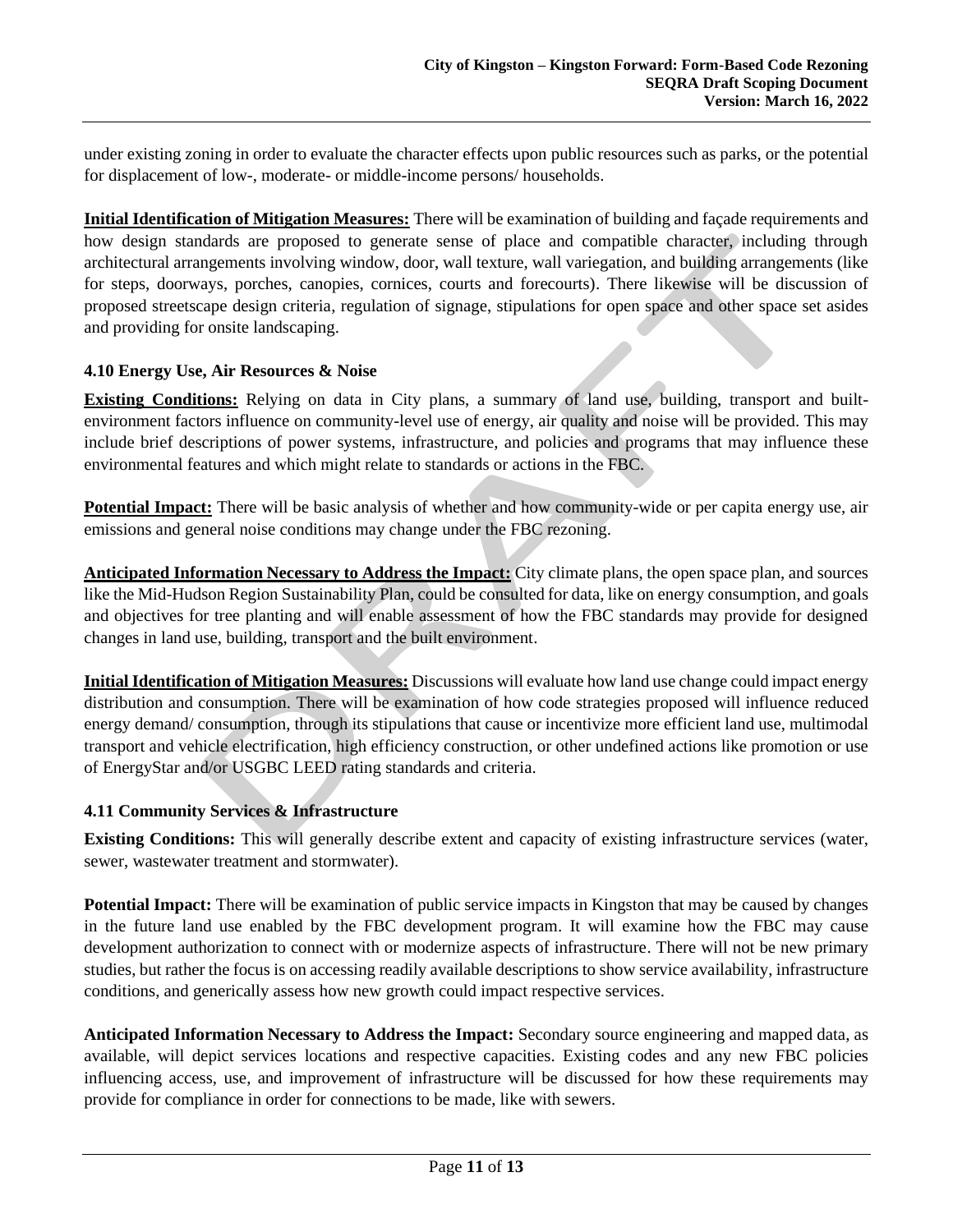under existing zoning in order to evaluate the character effects upon public resources such as parks, or the potential for displacement of low-, moderate- or middle-income persons/ households.

**Initial Identification of Mitigation Measures:** There will be examination of building and façade requirements and how design standards are proposed to generate sense of place and compatible character, including through architectural arrangements involving window, door, wall texture, wall variegation, and building arrangements (like for steps, doorways, porches, canopies, cornices, courts and forecourts). There likewise will be discussion of proposed streetscape design criteria, regulation of signage, stipulations for open space and other space set asides and providing for onsite landscaping.

### 4.10 Energy Use, Air Resources & Noise

**Existing Conditions:** Relying on data in City plans, a summary of land use, building, transport and built-environment factors influence on community-level use of energy, air quality and noise will be provided. This may include brief descriptions of power systems, infrastructure, and policies and programs that may influence these environmental features and which might relate to standards or actions in the FBC.

**Potential Impact:** There will be basic analysis of whether and how community-wide or per capita energy use, air emissions and general noise conditions may change under the FBC rezoning.

**Anticipated Information Necessary to Address the Impact:** City climate plans, the open space plan, and sources like the Mid-Hudson Region Sustainability Plan, could be consulted for data, like on energy consumption, and goals and objectives for tree planting and will enable assessment of how the FBC standards may provide for designed changes in land use, building, transport and the built environment.

**Initial Identification of Mitigation Measures:** Discussions will evaluate how land use change could impact energy distribution and consumption. There will be examination of how code strategies proposed will influence reduced energy demand/ consumption, through its stipulations that cause or incentivize more efficient land use, multimodal transport and vehicle electrification, high efficiency construction, or other undefined actions like promotion or use of EnergyStar and/or USGBC LEED rating standards and criteria.

### 4.11 Community Services & Infrastructure

**Existing Conditions:** This will generally describe extent and capacity of existing infrastructure services (water, sewer, wastewater treatment and stormwater).

**Potential Impact:** There will be examination of public service impacts in Kingston that may be caused by changes in the future land use enabled by the FBC development program. It will examine how the FBC may cause development authorization to connect with or modernize aspects of infrastructure. There will not be new primary studies, but rather the focus is on accessing readily available descriptions to show service availability, infrastructure conditions, and generically assess how new growth could impact respective services.

**Anticipated Information Necessary to Address the Impact:** Secondary source engineering and mapped data, as available, will depict services locations and respective capacities. Existing codes and any new FBC policies influencing access, use, and improvement of infrastructure will be discussed for how these requirements may provide for compliance in order for connections to be made, like with sewers.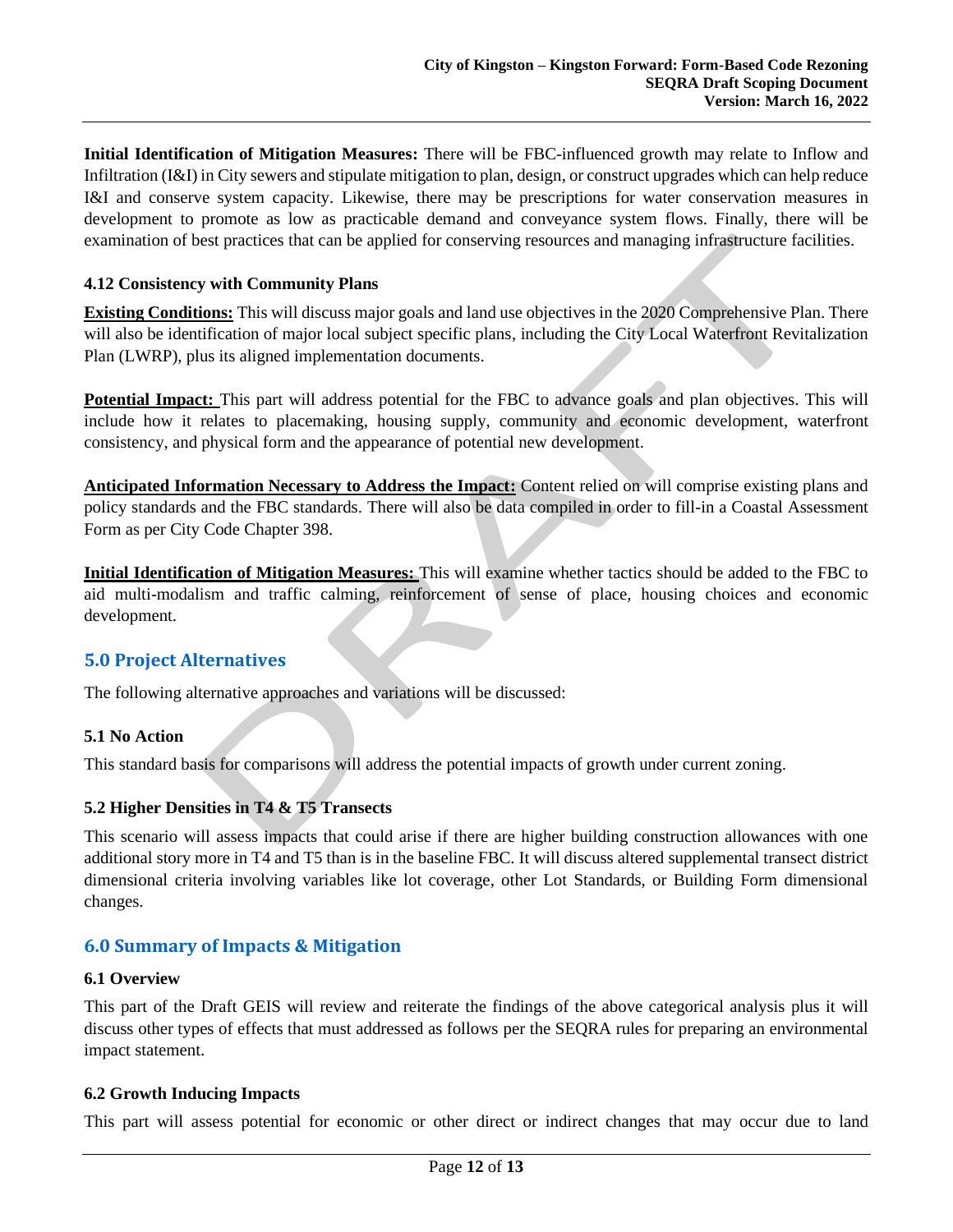**Initial Identification of Mitigation Measures:** There will be FBC-influenced growth may relate to Inflow and Infiltration (I&I) in City sewers and stipulate mitigation to plan, design, or construct upgrades which can help reduce I&I and conserve system capacity. Likewise, there may be prescriptions for water conservation measures in development to promote as low as practicable demand and conveyance system flows. Finally, there will be examination of best practices that can be applied for conserving resources and managing infrastructure facilities.

### 4.12 Consistency with Community Plans

**Existing Conditions:** This will discuss major goals and land use objectives in the 2020 Comprehensive Plan. There will also be identification of major local subject specific plans, including the City Local Waterfront Revitalization Plan (LWRP), plus its aligned implementation documents.

**Potential Impact:** This part will address potential for the FBC to advance goals and plan objectives. This will include how it relates to placemaking, housing supply, community and economic development, waterfront consistency, and physical form and the appearance of potential new development.

**Anticipated Information Necessary to Address the Impact:** Content relied on will comprise existing plans and policy standards and the FBC standards. There will also be data compiled in order to fill-in a Coastal Assessment Form as per City Code Chapter 398.

**Initial Identification of Mitigation Measures:** This will examine whether tactics should be added to the FBC to aid multi-modalism and traffic calming, reinforcement of sense of place, housing choices and economic development.

## 5.0 Project Alternatives

The following alternative approaches and variations will be discussed:

### 5.1 No Action

This standard basis for comparisons will address the potential impacts of growth under current zoning.

### 5.2 Higher Densities in T4 & T5 Transects

This scenario will assess impacts that could arise if there are higher building construction allowances with one additional story more in T4 and T5 than is in the baseline FBC. It will discuss altered supplemental transect district dimensional criteria involving variables like lot coverage, other Lot Standards, or Building Form dimensional changes.

## 6.0 Summary of Impacts & Mitigation

### 6.1 Overview

This part of the Draft GEIS will review and reiterate the findings of the above categorical analysis plus it will discuss other types of effects that must addressed as follows per the SEQRA rules for preparing an environmental impact statement.

### 6.2 Growth Inducing Impacts

This part will assess potential for economic or other direct or indirect changes that may occur due to land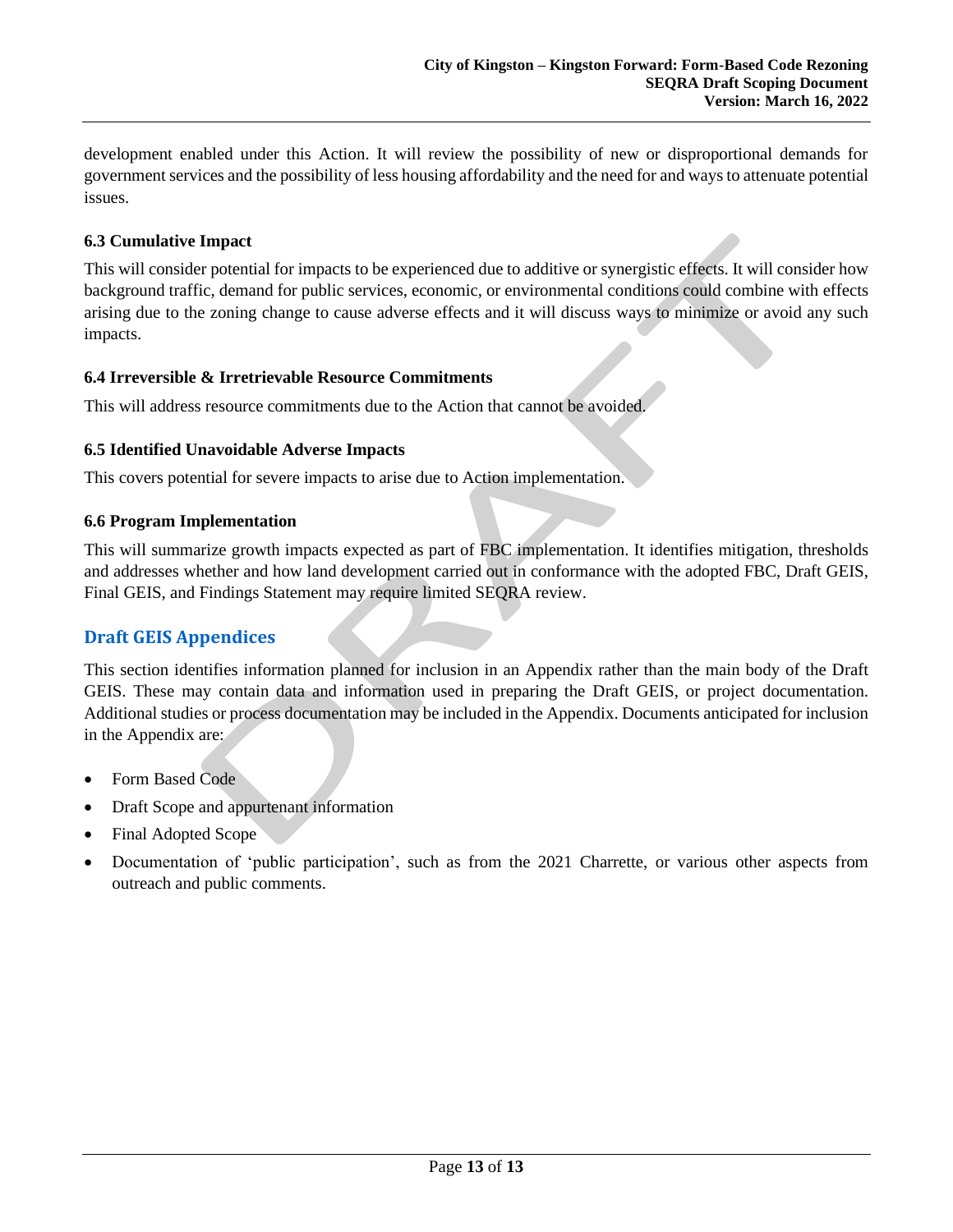development enabled under this Action. It will review the possibility of new or disproportional demands for government services and the possibility of less housing affordability and the need for and ways to attenuate potential issues.

### 6.3 Cumulative Impact

This will consider potential for impacts to be experienced due to additive or synergistic effects. It will consider how background traffic, demand for public services, economic, or environmental conditions could combine with effects arising due to the zoning change to cause adverse effects and it will discuss ways to minimize or avoid any such impacts.

### 6.4 Irreversible & Irretrievable Resource Commitments

This will address resource commitments due to the Action that cannot be avoided.

### 6.5 Identified Unavoidable Adverse Impacts

This covers potential for severe impacts to arise due to Action implementation.

### 6.6 Program Implementation

This will summarize growth impacts expected as part of FBC implementation. It identifies mitigation, thresholds and addresses whether and how land development carried out in conformance with the adopted FBC, Draft GEIS, Final GEIS, and Findings Statement may require limited SEQRA review.

## Draft GEIS Appendices

This section identifies information planned for inclusion in an Appendix rather than the main body of the Draft GEIS. These may contain data and information used in preparing the Draft GEIS, or project documentation. Additional studies or process documentation may be included in the Appendix. Documents anticipated for inclusion in the Appendix are:

- Form Based Code
- Draft Scope and appurtenant information
- Final Adopted Scope
- Documentation of 'public participation', such as from the 2021 Charrette, or various other aspects from outreach and public comments.